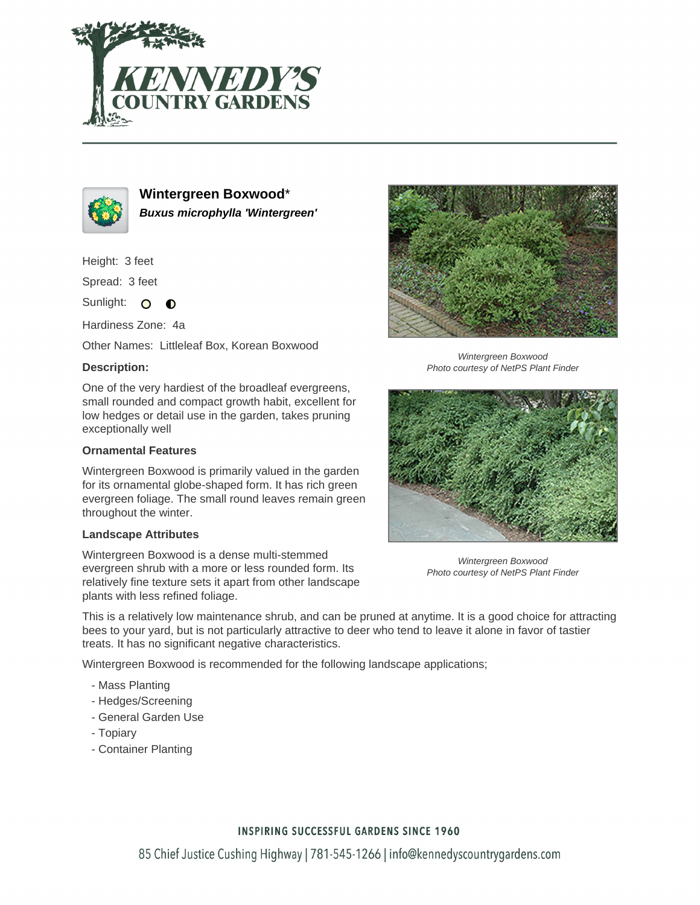# Wintergreen Boxwood*

***Buxus microphylla 'Wintergreen'***

Height: 3 feet

Spread: 3 feet

Sunlight:

Hardiness Zone: 4a

Other Names: Littleleaf Box, Korean Boxwood

### Description:

One of the very hardiest of the broadleaf evergreens, small rounded and compact growth habit, excellent for low hedges or detail use in the garden, takes pruning exceptionally well

#### Ornamental Features

Wintergreen Boxwood is primarily valued in the garden for its ornamental globe-shaped form. It has rich green evergreen foliage. The small round leaves remain green throughout the winter.

#### Landscape Attributes

Wintergreen Boxwood is a dense multi-stemmed evergreen shrub with a more or less rounded form. Its relatively fine texture sets it apart from other landscape plants with less refined foliage.

This is a relatively low maintenance shrub, and can be pruned at anytime. It is a good choice for attracting bees to your yard, but is not particularly attractive to deer who tend to leave it alone in favor of tastier treats. It has no significant negative characteristics.

Wintergreen Boxwood is recommended for the following landscape applications;

- Mass Planting
- Hedges/Screening
- General Garden Use
- Topiary
- Container Planting

*Wintergreen Boxwood*
*Photo courtesy of NetPS Plant Finder*

*Wintergreen Boxwood*
*Photo courtesy of NetPS Plant Finder*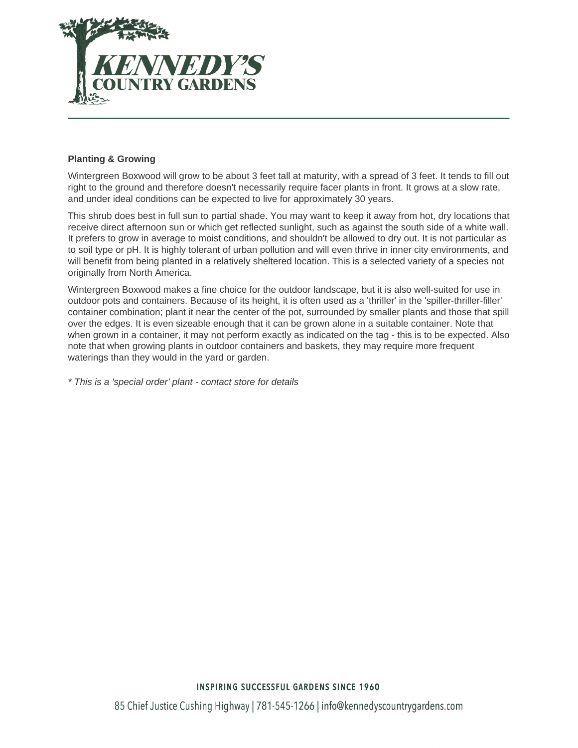**Planting & Growing**

Wintergreen Boxwood will grow to be about 3 feet tall at maturity, with a spread of 3 feet. It tends to fill out right to the ground and therefore doesn't necessarily require facer plants in front. It grows at a slow rate, and under ideal conditions can be expected to live for approximately 30 years.

This shrub does best in full sun to partial shade. You may want to keep it away from hot, dry locations that receive direct afternoon sun or which get reflected sunlight, such as against the south side of a white wall. It prefers to grow in average to moist conditions, and shouldn't be allowed to dry out. It is not particular as to soil type or pH. It is highly tolerant of urban pollution and will even thrive in inner city environments, and will benefit from being planted in a relatively sheltered location. This is a selected variety of a species not originally from North America.

Wintergreen Boxwood makes a fine choice for the outdoor landscape, but it is also well-suited for use in outdoor pots and containers. Because of its height, it is often used as a 'thriller' in the 'spiller-thriller-filler' container combination; plant it near the center of the pot, surrounded by smaller plants and those that spill over the edges. It is even sizeable enough that it can be grown alone in a suitable container. Note that when grown in a container, it may not perform exactly as indicated on the tag - this is to be expected. Also note that when growing plants in outdoor containers and baskets, they may require more frequent waterings than they would in the yard or garden.

*\* This is a 'special order' plant - contact store for details*